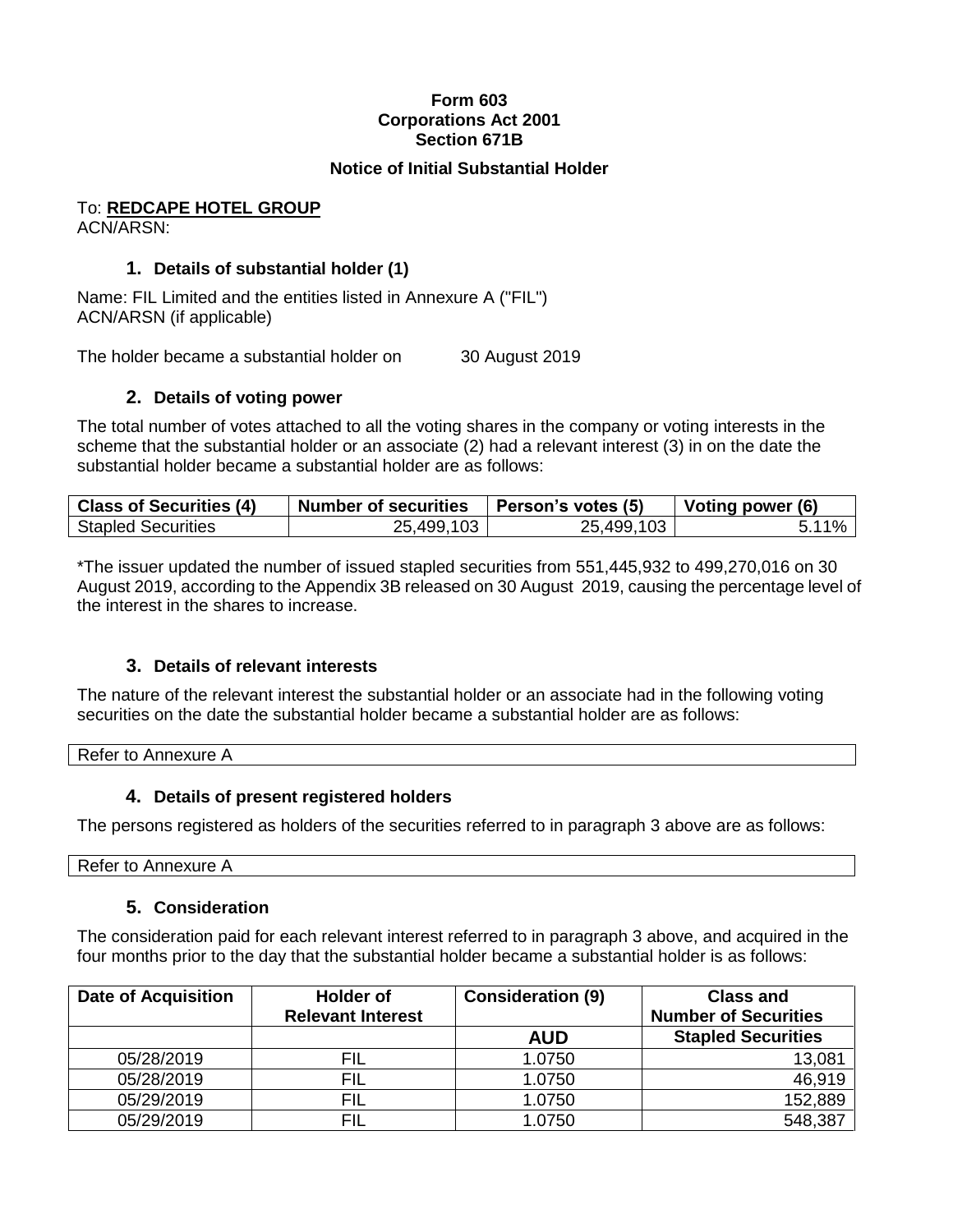**Form 603**
**Corporations Act 2001**
**Section 671B**

**Notice of Initial Substantial Holder**

To: **REDCAPE HOTEL GROUP**
ACN/ARSN:

## 1. Details of substantial holder (1)

Name: FIL Limited and the entities listed in Annexure A ("FIL")
ACN/ARSN (if applicable)

The holder became a substantial holder on 30 August 2019

## 2. Details of voting power

The total number of votes attached to all the voting shares in the company or voting interests in the scheme that the substantial holder or an associate (2) had a relevant interest (3) in on the date the substantial holder became a substantial holder are as follows:

| Class of Securities (4) | Number of securities | Person's votes (5) | Voting power (6) |
|---|---|---|---|
| Stapled Securities | 25,499,103 | 25,499,103 | 5.11% |

*The issuer updated the number of issued stapled securities from 551,445,932 to 499,270,016 on 30 August 2019, according to the Appendix 3B released on 30 August 2019, causing the percentage level of the interest in the shares to increase.

## 3. Details of relevant interests

The nature of the relevant interest the substantial holder or an associate had in the following voting securities on the date the substantial holder became a substantial holder are as follows:

| Refer to Annexure A |
|---|

## 4. Details of present registered holders

The persons registered as holders of the securities referred to in paragraph 3 above are as follows:

| Refer to Annexure A |
|---|

## 5. Consideration

The consideration paid for each relevant interest referred to in paragraph 3 above, and acquired in the four months prior to the day that the substantial holder became a substantial holder is as follows:

| Date of Acquisition | Holder of Relevant Interest | Consideration (9) | Class and Number of Securities |
|---|---|---|---|
| | | AUD | Stapled Securities |
| 05/28/2019 | FIL | 1.0750 | 13,081 |
| 05/28/2019 | FIL | 1.0750 | 46,919 |
| 05/29/2019 | FIL | 1.0750 | 152,889 |
| 05/29/2019 | FIL | 1.0750 | 548,387 |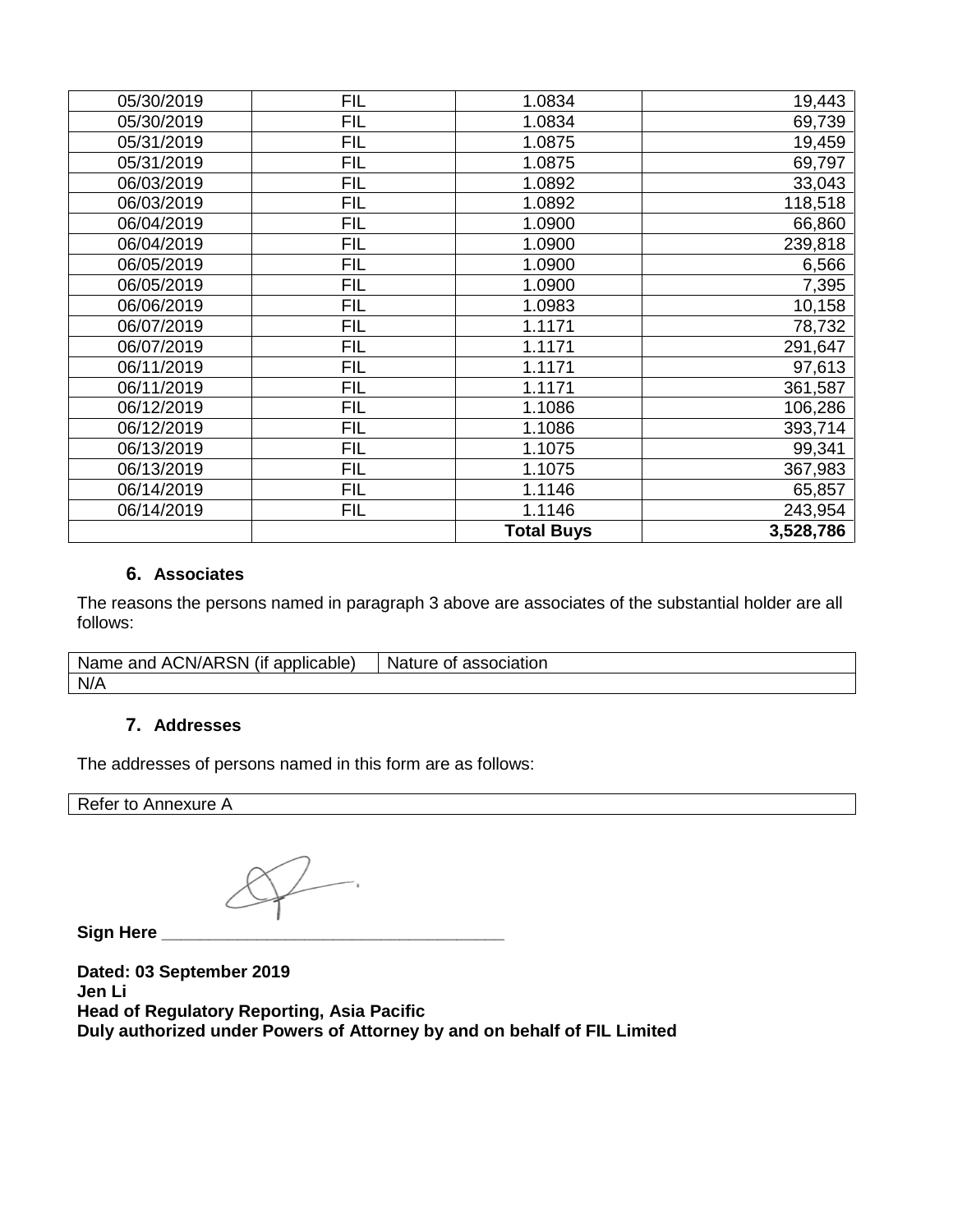| | | | |
|---|---|---|---|
| 05/30/2019 | FIL | 1.0834 | 19,443 |
| 05/30/2019 | FIL | 1.0834 | 69,739 |
| 05/31/2019 | FIL | 1.0875 | 19,459 |
| 05/31/2019 | FIL | 1.0875 | 69,797 |
| 06/03/2019 | FIL | 1.0892 | 33,043 |
| 06/03/2019 | FIL | 1.0892 | 118,518 |
| 06/04/2019 | FIL | 1.0900 | 66,860 |
| 06/04/2019 | FIL | 1.0900 | 239,818 |
| 06/05/2019 | FIL | 1.0900 | 6,566 |
| 06/05/2019 | FIL | 1.0900 | 7,395 |
| 06/06/2019 | FIL | 1.0983 | 10,158 |
| 06/07/2019 | FIL | 1.1171 | 78,732 |
| 06/07/2019 | FIL | 1.1171 | 291,647 |
| 06/11/2019 | FIL | 1.1171 | 97,613 |
| 06/11/2019 | FIL | 1.1171 | 361,587 |
| 06/12/2019 | FIL | 1.1086 | 106,286 |
| 06/12/2019 | FIL | 1.1086 | 393,714 |
| 06/13/2019 | FIL | 1.1075 | 99,341 |
| 06/13/2019 | FIL | 1.1075 | 367,983 |
| 06/14/2019 | FIL | 1.1146 | 65,857 |
| 06/14/2019 | FIL | 1.1146 | 243,954 |
| | | **Total Buys** | **3,528,786** |

### 6. Associates

The reasons the persons named in paragraph 3 above are associates of the substantial holder are all follows:

| Name and ACN/ARSN (if applicable) | Nature of association |
|---|---|
| N/A | |

### 7. Addresses

The addresses of persons named in this form are as follows:

| Refer to Annexure A |
|---|

**Sign Here** ___________________________________

**Dated: 03 September 2019**
**Jen Li**
**Head of Regulatory Reporting, Asia Pacific**
**Duly authorized under Powers of Attorney by and on behalf of FIL Limited**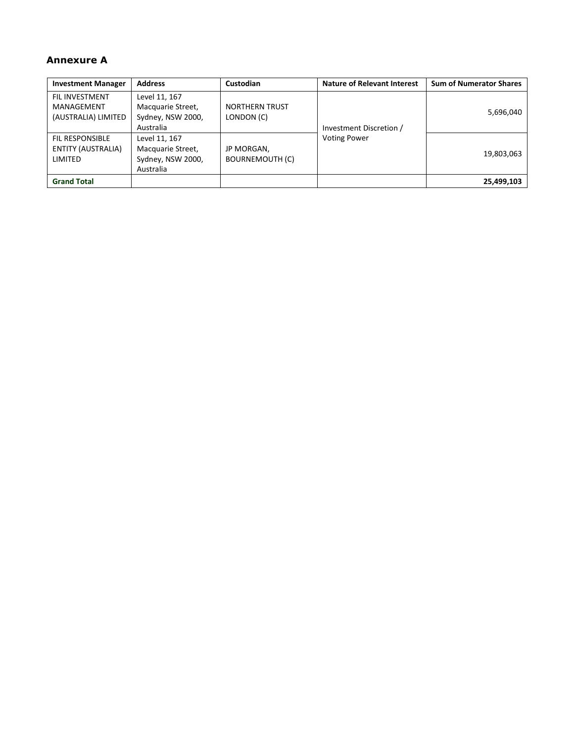### Annexure A

| Investment Manager | Address | Custodian | Nature of Relevant Interest | Sum of Numerator Shares |
| --- | --- | --- | --- | --- |
| FIL INVESTMENT MANAGEMENT (AUSTRALIA) LIMITED | Level 11, 167 Macquarie Street, Sydney, NSW 2000, Australia | NORTHERN TRUST LONDON (C) | Investment Discretion / Voting Power | 5,696,040 |
| FIL RESPONSIBLE ENTITY (AUSTRALIA) LIMITED | Level 11, 167 Macquarie Street, Sydney, NSW 2000, Australia | JP MORGAN, BOURNEMOUTH (C) | | 19,803,063 |
| **Grand Total** | | | | **25,499,103** |